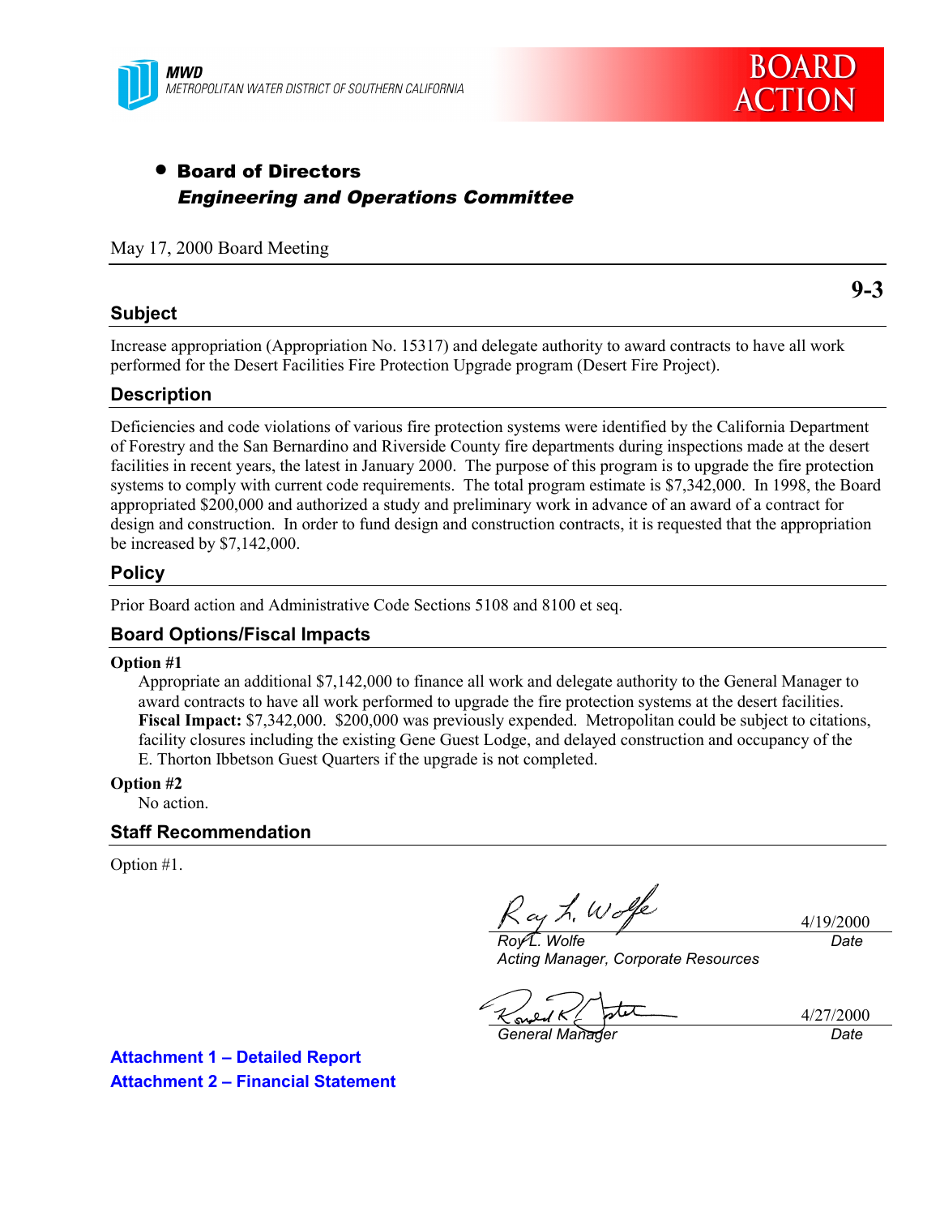MWD
METROPOLITAN WATER DISTRICT OF SOUTHERN CALIFORNIA

BOARD ACTION

- **Board of Directors**
  ***Engineering and Operations Committee***

May 17, 2000 Board Meeting

**9-3**

## Subject

Increase appropriation (Appropriation No. 15317) and delegate authority to award contracts to have all work performed for the Desert Facilities Fire Protection Upgrade program (Desert Fire Project).

## Description

Deficiencies and code violations of various fire protection systems were identified by the California Department of Forestry and the San Bernardino and Riverside County fire departments during inspections made at the desert facilities in recent years, the latest in January 2000. The purpose of this program is to upgrade the fire protection systems to comply with current code requirements. The total program estimate is $7,342,000. In 1998, the Board appropriated $200,000 and authorized a study and preliminary work in advance of an award of a contract for design and construction. In order to fund design and construction contracts, it is requested that the appropriation be increased by $7,142,000.

## Policy

Prior Board action and Administrative Code Sections 5108 and 8100 et seq.

## Board Options/Fiscal Impacts

**Option #1**

Appropriate an additional $7,142,000 to finance all work and delegate authority to the General Manager to award contracts to have all work performed to upgrade the fire protection systems at the desert facilities.
**Fiscal Impact:** $7,342,000. $200,000 was previously expended. Metropolitan could be subject to citations, facility closures including the existing Gene Guest Lodge, and delayed construction and occupancy of the E. Thorton Ibbetson Guest Quarters if the upgrade is not completed.

**Option #2**

No action.

## Staff Recommendation

Option #1.

Roy L. Wolfe — 4/19/2000
*Roy L. Wolfe*
*Acting Manager, Corporate Resources* — *Date*

Ronald R. Gastelum — 4/27/2000
*General Manager* — *Date*

**Attachment 1 – Detailed Report**
**Attachment 2 – Financial Statement**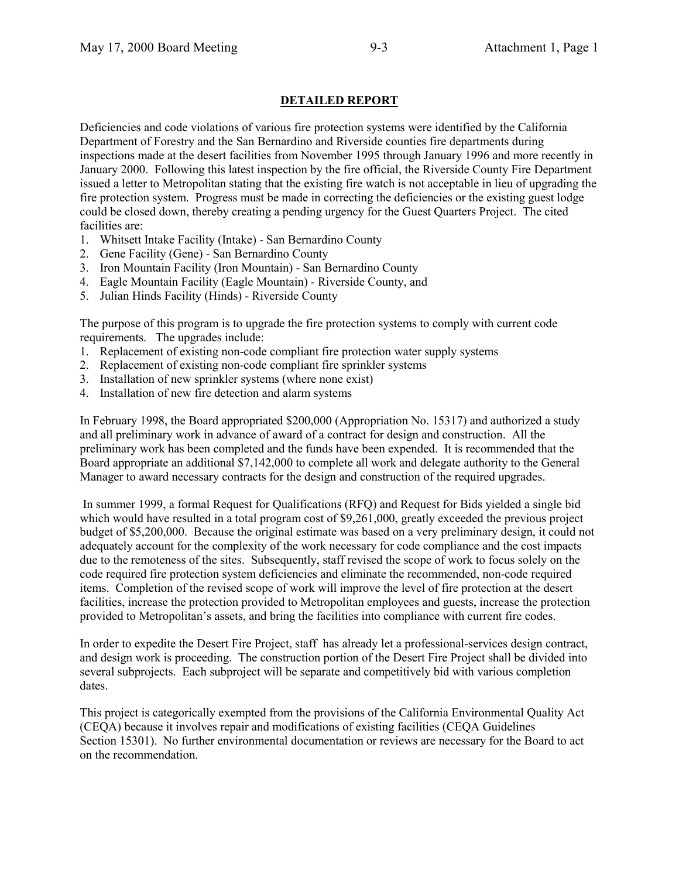## DETAILED REPORT

Deficiencies and code violations of various fire protection systems were identified by the California Department of Forestry and the San Bernardino and Riverside counties fire departments during inspections made at the desert facilities from November 1995 through January 1996 and more recently in January 2000. Following this latest inspection by the fire official, the Riverside County Fire Department issued a letter to Metropolitan stating that the existing fire watch is not acceptable in lieu of upgrading the fire protection system. Progress must be made in correcting the deficiencies or the existing guest lodge could be closed down, thereby creating a pending urgency for the Guest Quarters Project. The cited facilities are:

1. Whitsett Intake Facility (Intake) - San Bernardino County
2. Gene Facility (Gene) - San Bernardino County
3. Iron Mountain Facility (Iron Mountain) - San Bernardino County
4. Eagle Mountain Facility (Eagle Mountain) - Riverside County, and
5. Julian Hinds Facility (Hinds) - Riverside County

The purpose of this program is to upgrade the fire protection systems to comply with current code requirements. The upgrades include:

1. Replacement of existing non-code compliant fire protection water supply systems
2. Replacement of existing non-code compliant fire sprinkler systems
3. Installation of new sprinkler systems (where none exist)
4. Installation of new fire detection and alarm systems

In February 1998, the Board appropriated $200,000 (Appropriation No. 15317) and authorized a study and all preliminary work in advance of award of a contract for design and construction. All the preliminary work has been completed and the funds have been expended. It is recommended that the Board appropriate an additional $7,142,000 to complete all work and delegate authority to the General Manager to award necessary contracts for the design and construction of the required upgrades.

In summer 1999, a formal Request for Qualifications (RFQ) and Request for Bids yielded a single bid which would have resulted in a total program cost of $9,261,000, greatly exceeded the previous project budget of $5,200,000. Because the original estimate was based on a very preliminary design, it could not adequately account for the complexity of the work necessary for code compliance and the cost impacts due to the remoteness of the sites. Subsequently, staff revised the scope of work to focus solely on the code required fire protection system deficiencies and eliminate the recommended, non-code required items. Completion of the revised scope of work will improve the level of fire protection at the desert facilities, increase the protection provided to Metropolitan employees and guests, increase the protection provided to Metropolitan's assets, and bring the facilities into compliance with current fire codes.

In order to expedite the Desert Fire Project, staff has already let a professional-services design contract, and design work is proceeding. The construction portion of the Desert Fire Project shall be divided into several subprojects. Each subproject will be separate and competitively bid with various completion dates.

This project is categorically exempted from the provisions of the California Environmental Quality Act (CEQA) because it involves repair and modifications of existing facilities (CEQA Guidelines Section 15301). No further environmental documentation or reviews are necessary for the Board to act on the recommendation.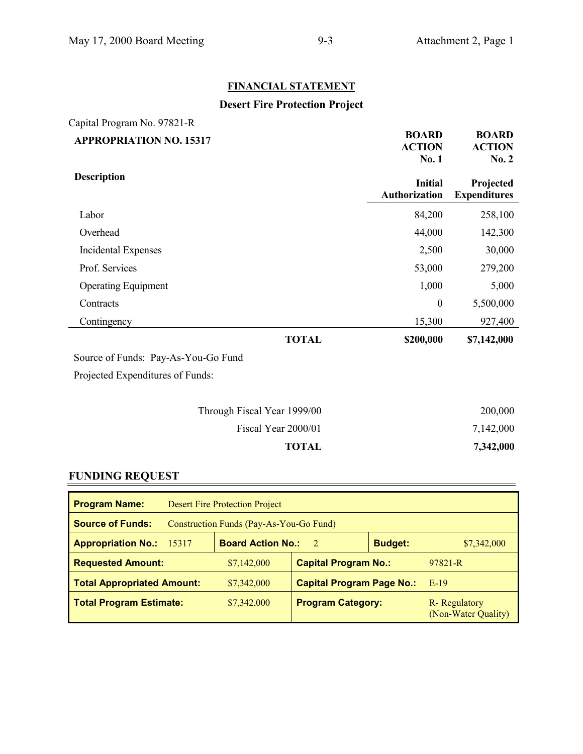## FINANCIAL STATEMENT

### Desert Fire Protection Project

Capital Program No. 97821-R

| APPROPRIATION NO. 15317 | BOARD ACTION No. 1 | BOARD ACTION No. 2 |
|---|---|---|
| **Description** | **Initial Authorization** | **Projected Expenditures** |
| Labor | 84,200 | 258,100 |
| Overhead | 44,000 | 142,300 |
| Incidental Expenses | 2,500 | 30,000 |
| Prof. Services | 53,000 | 279,200 |
| Operating Equipment | 1,000 | 5,000 |
| Contracts | 0 | 5,500,000 |
| Contingency | 15,300 | 927,400 |
| **TOTAL** | **$200,000** | **$7,142,000** |

Source of Funds: Pay-As-You-Go Fund

Projected Expenditures of Funds:

| | |
|---|---|
| Through Fiscal Year 1999/00 | 200,000 |
| Fiscal Year 2000/01 | 7,142,000 |
| **TOTAL** | **7,342,000** |

## FUNDING REQUEST

| | | | |
|---|---|---|---|
| **Program Name:** | Desert Fire Protection Project | | |
| **Source of Funds:** | Construction Funds (Pay-As-You-Go Fund) | | |
| **Appropriation No.:** 15317 | **Board Action No.:** 2 | **Budget:** | $7,342,000 |
| **Requested Amount:** | $7,142,000 | **Capital Program No.:** | 97821-R |
| **Total Appropriated Amount:** | $7,342,000 | **Capital Program Page No.:** | E-19 |
| **Total Program Estimate:** | $7,342,000 | **Program Category:** | R- Regulatory (Non-Water Quality) |